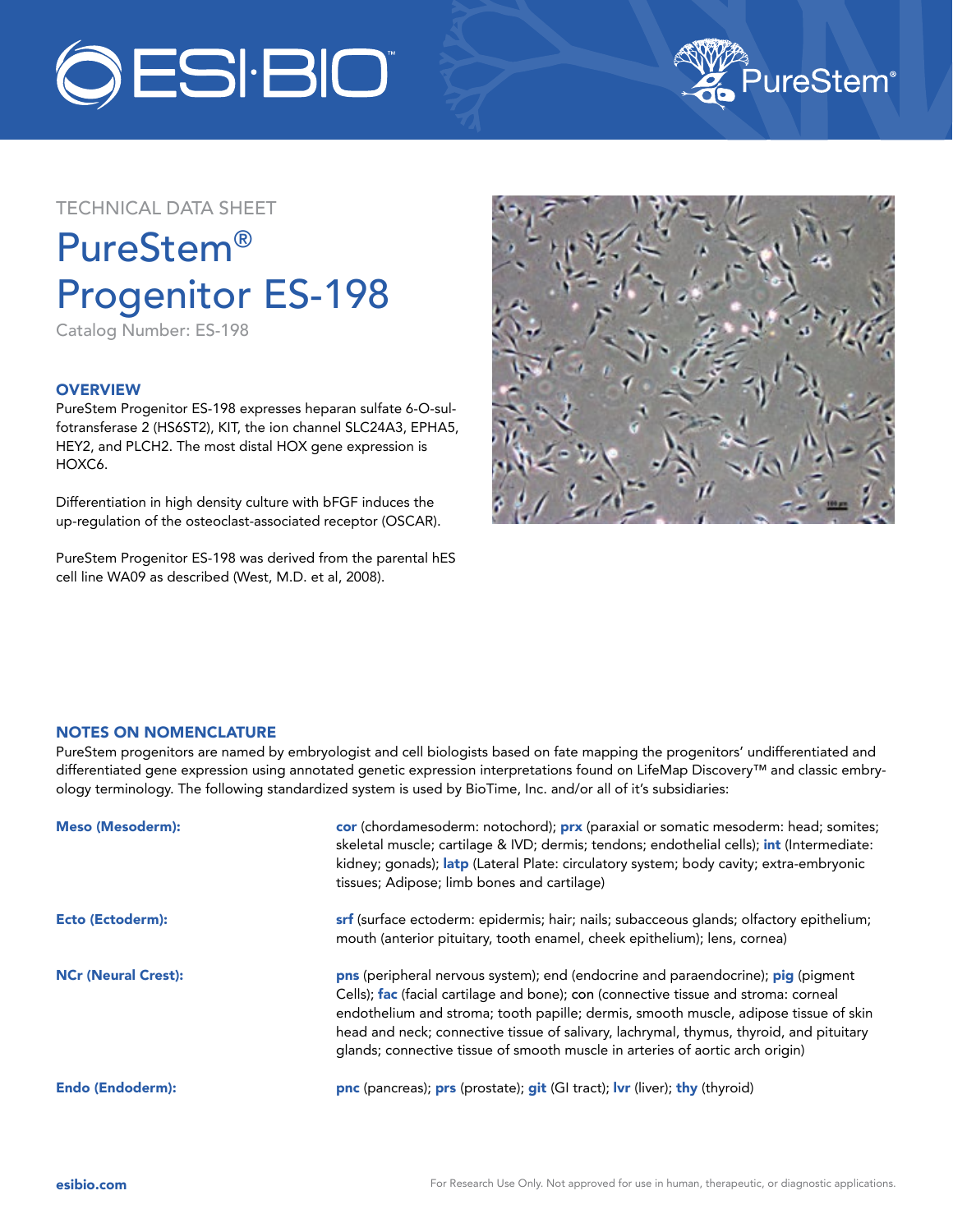TECHNICAL DATA SHEET

# PureStem® Progenitor ES-198

Catalog Number: ES-198

## OVERVIEW

PureStem Progenitor ES-198 expresses heparan sulfate 6-O-sulfotransferase 2 (HS6ST2), KIT, the ion channel SLC24A3, EPHA5, HEY2, and PLCH2. The most distal HOX gene expression is HOXC6.

Differentiation in high density culture with bFGF induces the up-regulation of the osteoclast-associated receptor (OSCAR).

PureStem Progenitor ES-198 was derived from the parental hES cell line WA09 as described (West, M.D. et al, 2008).

## NOTES ON NOMENCLATURE

PureStem progenitors are named by embryologist and cell biologists based on fate mapping the progenitors' undifferentiated and differentiated gene expression using annotated genetic expression interpretations found on LifeMap Discovery™ and classic embryology terminology. The following standardized system is used by BioTime, Inc. and/or all of it's subsidiaries:

| | |
|---|---|
| **Meso (Mesoderm):** | **cor** (chordamesoderm: notochord); **prx** (paraxial or somatic mesoderm: head; somites; skeletal muscle; cartilage & IVD; dermis; tendons; endothelial cells); **int** (Intermediate: kidney; gonads); **latp** (Lateral Plate: circulatory system; body cavity; extra-embryonic tissues; Adipose; limb bones and cartilage) |
| **Ecto (Ectoderm):** | **srf** (surface ectoderm: epidermis; hair; nails; subacceous glands; olfactory epithelium; mouth (anterior pituitary, tooth enamel, cheek epithelium); lens, cornea) |
| **NCr (Neural Crest):** | **pns** (peripheral nervous system); end (endocrine and paraendocrine); **pig** (pigment Cells); **fac** (facial cartilage and bone); con (connective tissue and stroma: corneal endothelium and stroma; tooth papille; dermis, smooth muscle, adipose tissue of skin head and neck; connective tissue of salivary, lachrymal, thymus, thyroid, and pituitary glands; connective tissue of smooth muscle in arteries of aortic arch origin) |
| **Endo (Endoderm):** | **pnc** (pancreas); **prs** (prostate); **git** (GI tract); **lvr** (liver); **thy** (thyroid) |

esibio.com

For Research Use Only. Not approved for use in human, therapeutic, or diagnostic applications.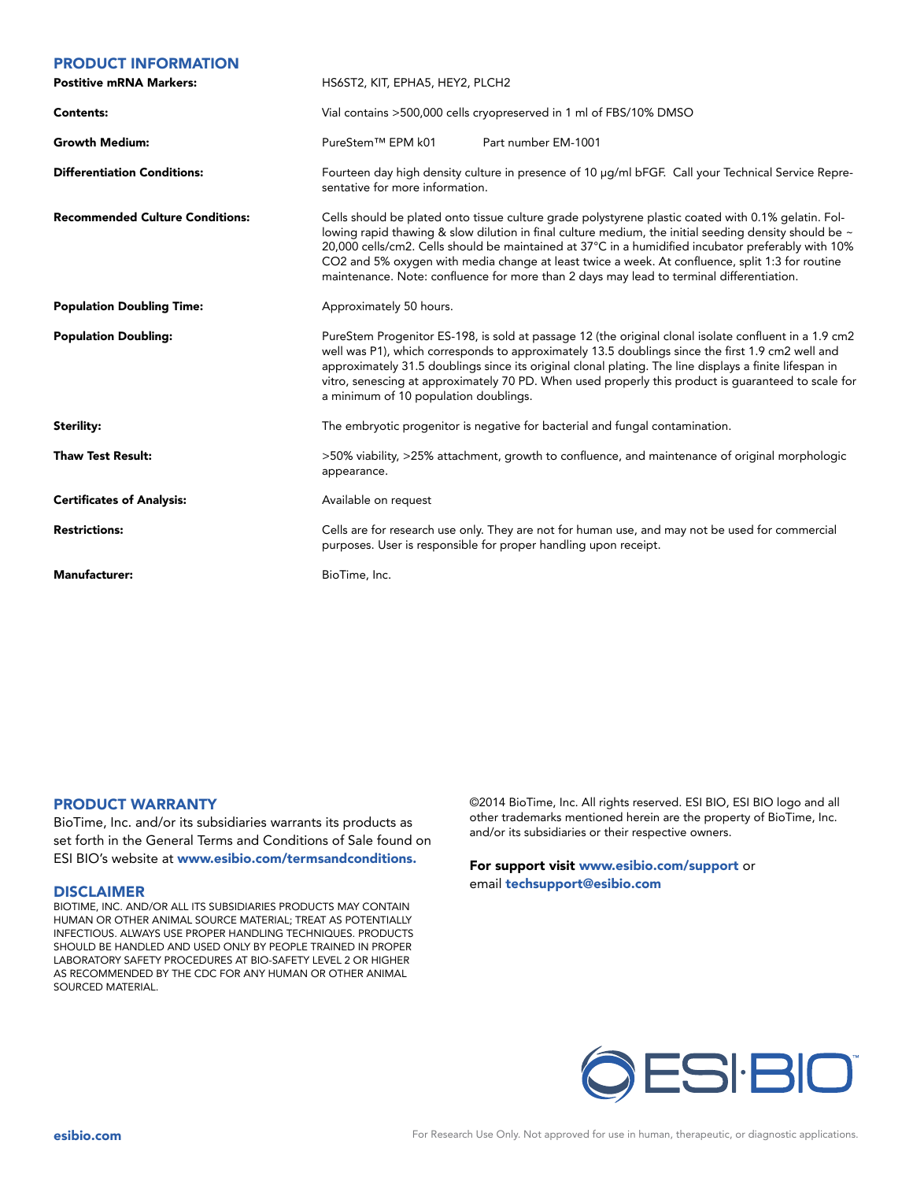## PRODUCT INFORMATION

| | |
|---|---|
| **Postitive mRNA Markers:** | HS6ST2, KIT, EPHA5, HEY2, PLCH2 |
| **Contents:** | Vial contains >500,000 cells cryopreserved in 1 ml of FBS/10% DMSO |
| **Growth Medium:** | PureStem™ EPM k01 Part number EM-1001 |
| **Differentiation Conditions:** | Fourteen day high density culture in presence of 10 μg/ml bFGF. Call your Technical Service Representative for more information. |
| **Recommended Culture Conditions:** | Cells should be plated onto tissue culture grade polystyrene plastic coated with 0.1% gelatin. Following rapid thawing & slow dilution in final culture medium, the initial seeding density should be ~ 20,000 cells/cm2. Cells should be maintained at 37°C in a humidified incubator preferably with 10% $CO_2$ and 5% oxygen with media change at least twice a week. At confluence, split 1:3 for routine maintenance. Note: confluence for more than 2 days may lead to terminal differentiation. |
| **Population Doubling Time:** | Approximately 50 hours. |
| **Population Doubling:** | PureStem Progenitor ES-198, is sold at passage 12 (the original clonal isolate confluent in a 1.9 cm2 well was P1), which corresponds to approximately 13.5 doublings since the first 1.9 cm2 well and approximately 31.5 doublings since its original clonal plating. The line displays a finite lifespan in vitro, senescing at approximately 70 PD. When used properly this product is guaranteed to scale for a minimum of 10 population doublings. |
| **Sterility:** | The embryotic progenitor is negative for bacterial and fungal contamination. |
| **Thaw Test Result:** | >50% viability, >25% attachment, growth to confluence, and maintenance of original morphologic appearance. |
| **Certificates of Analysis:** | Available on request |
| **Restrictions:** | Cells are for research use only. They are not for human use, and may not be used for commercial purposes. User is responsible for proper handling upon receipt. |
| **Manufacturer:** | BioTime, Inc. |

## PRODUCT WARRANTY

BioTime, Inc. and/or its subsidiaries warrants its products as set forth in the General Terms and Conditions of Sale found on ESI BIO's website at **www.esibio.com/termsandconditions.**

## DISCLAIMER

BIOTIME, INC. AND/OR ALL ITS SUBSIDIARIES PRODUCTS MAY CONTAIN HUMAN OR OTHER ANIMAL SOURCE MATERIAL; TREAT AS POTENTIALLY INFECTIOUS. ALWAYS USE PROPER HANDLING TECHNIQUES. PRODUCTS SHOULD BE HANDLED AND USED ONLY BY PEOPLE TRAINED IN PROPER LABORATORY SAFETY PROCEDURES AT BIO-SAFETY LEVEL 2 OR HIGHER AS RECOMMENDED BY THE CDC FOR ANY HUMAN OR OTHER ANIMAL SOURCED MATERIAL.

©2014 BioTime, Inc. All rights reserved. ESI BIO, ESI BIO logo and all other trademarks mentioned herein are the property of BioTime, Inc. and/or its subsidiaries or their respective owners.

**For support visit www.esibio.com/support** or email **techsupport@esibio.com**

ESI·BIO™

esibio.com

For Research Use Only. Not approved for use in human, therapeutic, or diagnostic applications.